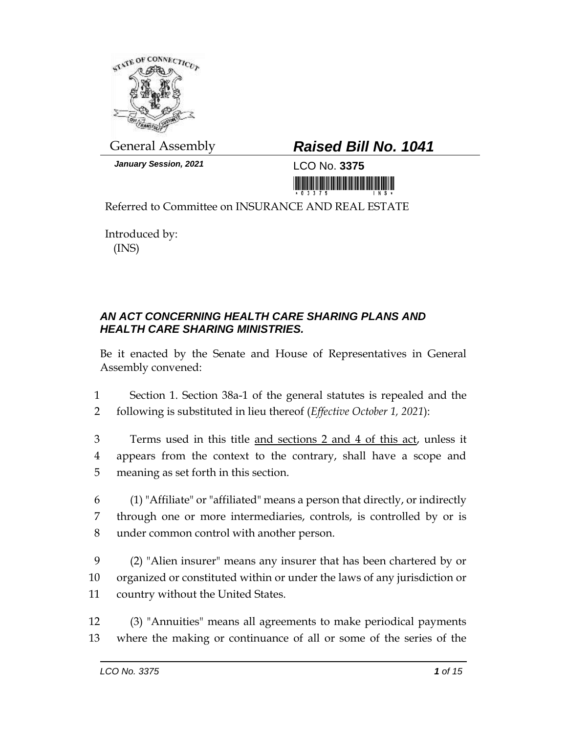General Assembly

**Raised Bill No. 1041**

*January Session, 2021*

LCO No. **3375**

Referred to Committee on INSURANCE AND REAL ESTATE

Introduced by:
(INS)

## *AN ACT CONCERNING HEALTH CARE SHARING PLANS AND HEALTH CARE SHARING MINISTRIES.*

Be it enacted by the Senate and House of Representatives in General Assembly convened:

1 Section 1. Section 38a-1 of the general statutes is repealed and the
2 following is substituted in lieu thereof (*Effective October 1, 2021*):

3 Terms used in this title <u>and sections 2 and 4 of this act</u>, unless it
4 appears from the context to the contrary, shall have a scope and
5 meaning as set forth in this section.

6 (1) "Affiliate" or "affiliated" means a person that directly, or indirectly
7 through one or more intermediaries, controls, is controlled by or is
8 under common control with another person.

9 (2) "Alien insurer" means any insurer that has been chartered by or
10 organized or constituted within or under the laws of any jurisdiction or
11 country without the United States.

12 (3) "Annuities" means all agreements to make periodical payments
13 where the making or continuance of all or some of the series of the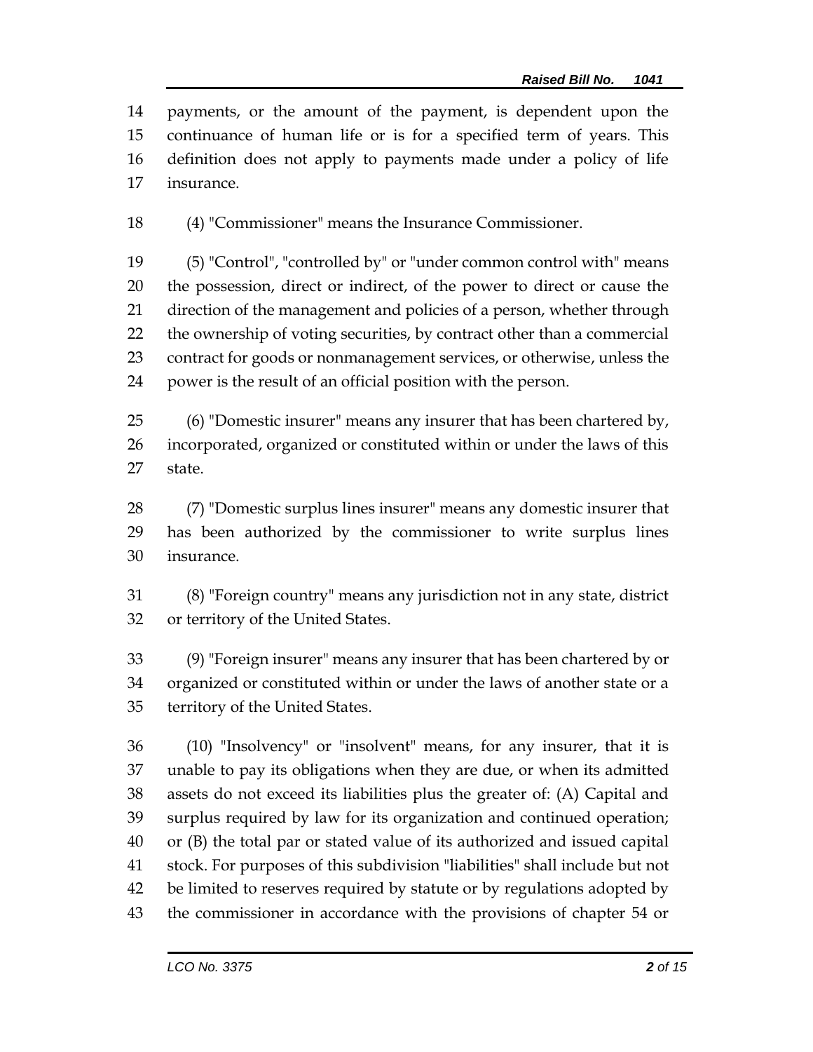payments, or the amount of the payment, is dependent upon the continuance of human life or is for a specified term of years. This definition does not apply to payments made under a policy of life insurance.

(4) "Commissioner" means the Insurance Commissioner.

(5) "Control", "controlled by" or "under common control with" means the possession, direct or indirect, of the power to direct or cause the direction of the management and policies of a person, whether through the ownership of voting securities, by contract other than a commercial contract for goods or nonmanagement services, or otherwise, unless the power is the result of an official position with the person.

(6) "Domestic insurer" means any insurer that has been chartered by, incorporated, organized or constituted within or under the laws of this state.

(7) "Domestic surplus lines insurer" means any domestic insurer that has been authorized by the commissioner to write surplus lines insurance.

(8) "Foreign country" means any jurisdiction not in any state, district or territory of the United States.

(9) "Foreign insurer" means any insurer that has been chartered by or organized or constituted within or under the laws of another state or a territory of the United States.

(10) "Insolvency" or "insolvent" means, for any insurer, that it is unable to pay its obligations when they are due, or when its admitted assets do not exceed its liabilities plus the greater of: (A) Capital and surplus required by law for its organization and continued operation; or (B) the total par or stated value of its authorized and issued capital stock. For purposes of this subdivision "liabilities" shall include but not be limited to reserves required by statute or by regulations adopted by the commissioner in accordance with the provisions of chapter 54 or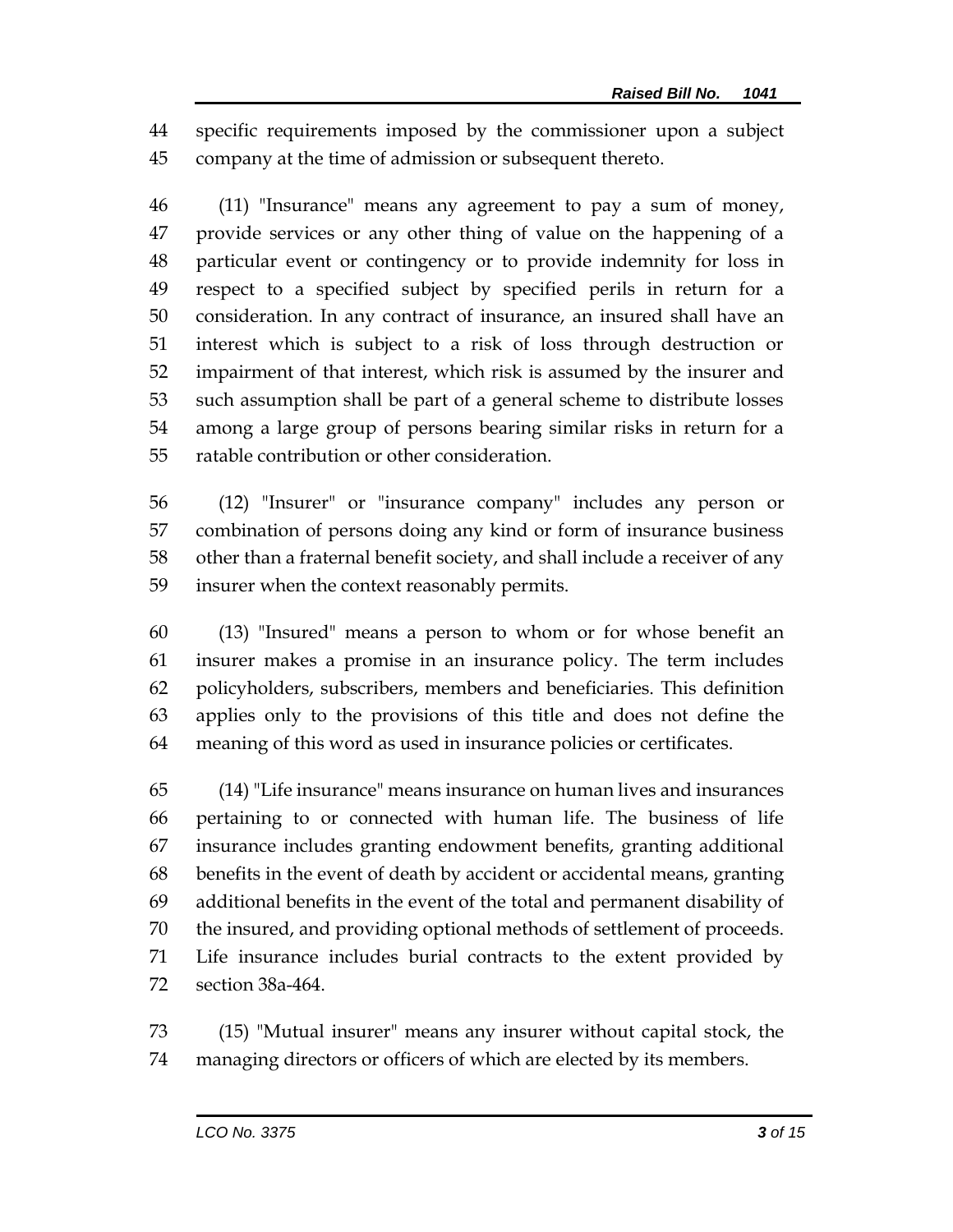specific requirements imposed by the commissioner upon a subject company at the time of admission or subsequent thereto.

(11) "Insurance" means any agreement to pay a sum of money, provide services or any other thing of value on the happening of a particular event or contingency or to provide indemnity for loss in respect to a specified subject by specified perils in return for a consideration. In any contract of insurance, an insured shall have an interest which is subject to a risk of loss through destruction or impairment of that interest, which risk is assumed by the insurer and such assumption shall be part of a general scheme to distribute losses among a large group of persons bearing similar risks in return for a ratable contribution or other consideration.

(12) "Insurer" or "insurance company" includes any person or combination of persons doing any kind or form of insurance business other than a fraternal benefit society, and shall include a receiver of any insurer when the context reasonably permits.

(13) "Insured" means a person to whom or for whose benefit an insurer makes a promise in an insurance policy. The term includes policyholders, subscribers, members and beneficiaries. This definition applies only to the provisions of this title and does not define the meaning of this word as used in insurance policies or certificates.

(14) "Life insurance" means insurance on human lives and insurances pertaining to or connected with human life. The business of life insurance includes granting endowment benefits, granting additional benefits in the event of death by accident or accidental means, granting additional benefits in the event of the total and permanent disability of the insured, and providing optional methods of settlement of proceeds. Life insurance includes burial contracts to the extent provided by section 38a-464.

(15) "Mutual insurer" means any insurer without capital stock, the managing directors or officers of which are elected by its members.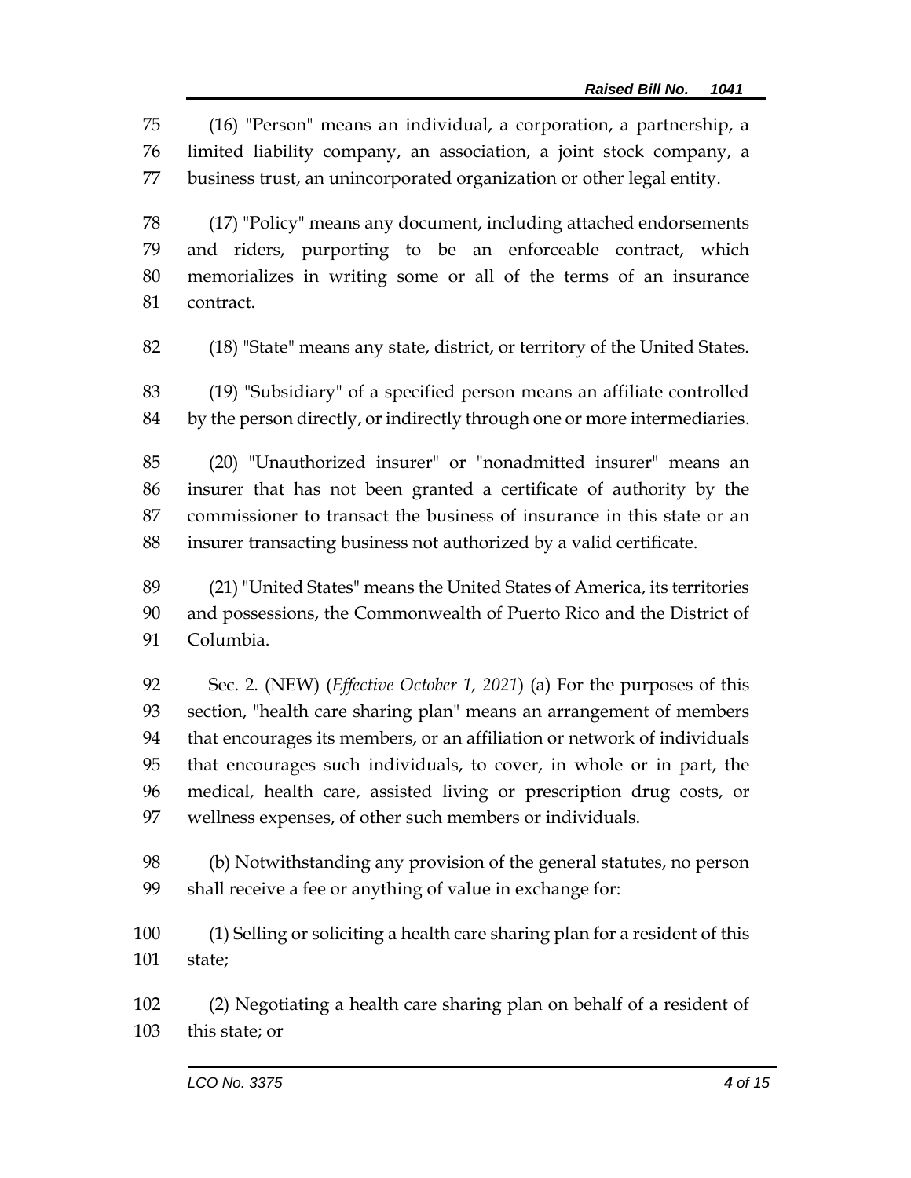(16) "Person" means an individual, a corporation, a partnership, a limited liability company, an association, a joint stock company, a business trust, an unincorporated organization or other legal entity.

(17) "Policy" means any document, including attached endorsements and riders, purporting to be an enforceable contract, which memorializes in writing some or all of the terms of an insurance contract.

(18) "State" means any state, district, or territory of the United States.

(19) "Subsidiary" of a specified person means an affiliate controlled by the person directly, or indirectly through one or more intermediaries.

(20) "Unauthorized insurer" or "nonadmitted insurer" means an insurer that has not been granted a certificate of authority by the commissioner to transact the business of insurance in this state or an insurer transacting business not authorized by a valid certificate.

(21) "United States" means the United States of America, its territories and possessions, the Commonwealth of Puerto Rico and the District of Columbia.

Sec. 2. (NEW) (*Effective October 1, 2021*) (a) For the purposes of this section, "health care sharing plan" means an arrangement of members that encourages its members, or an affiliation or network of individuals that encourages such individuals, to cover, in whole or in part, the medical, health care, assisted living or prescription drug costs, or wellness expenses, of other such members or individuals.

(b) Notwithstanding any provision of the general statutes, no person shall receive a fee or anything of value in exchange for:

(1) Selling or soliciting a health care sharing plan for a resident of this state;

(2) Negotiating a health care sharing plan on behalf of a resident of this state; or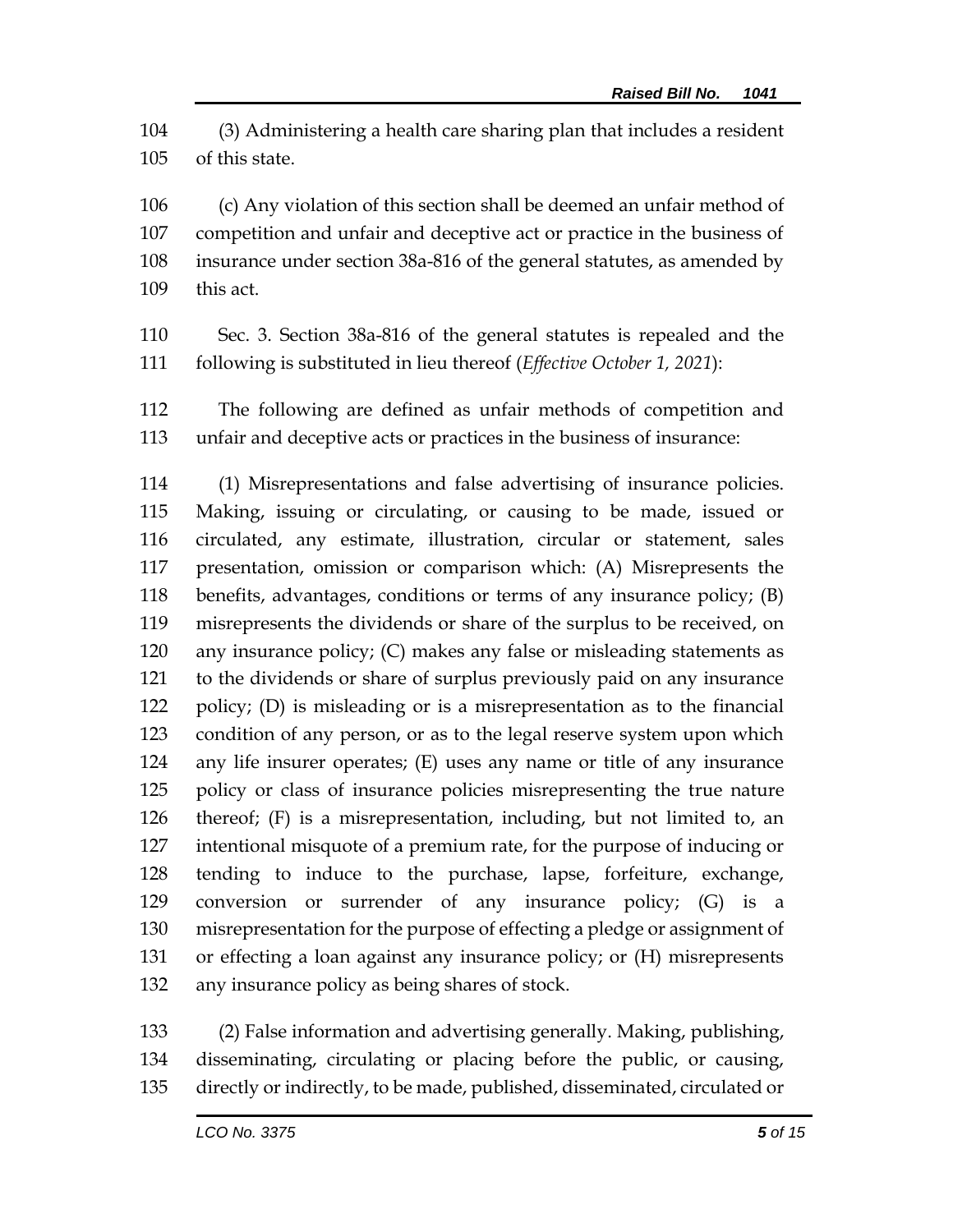(3) Administering a health care sharing plan that includes a resident of this state.

(c) Any violation of this section shall be deemed an unfair method of competition and unfair and deceptive act or practice in the business of insurance under section 38a-816 of the general statutes, as amended by this act.

Sec. 3. Section 38a-816 of the general statutes is repealed and the following is substituted in lieu thereof (*Effective October 1, 2021*):

The following are defined as unfair methods of competition and unfair and deceptive acts or practices in the business of insurance:

(1) Misrepresentations and false advertising of insurance policies. Making, issuing or circulating, or causing to be made, issued or circulated, any estimate, illustration, circular or statement, sales presentation, omission or comparison which: (A) Misrepresents the benefits, advantages, conditions or terms of any insurance policy; (B) misrepresents the dividends or share of the surplus to be received, on any insurance policy; (C) makes any false or misleading statements as to the dividends or share of surplus previously paid on any insurance policy; (D) is misleading or is a misrepresentation as to the financial condition of any person, or as to the legal reserve system upon which any life insurer operates; (E) uses any name or title of any insurance policy or class of insurance policies misrepresenting the true nature thereof; (F) is a misrepresentation, including, but not limited to, an intentional misquote of a premium rate, for the purpose of inducing or tending to induce to the purchase, lapse, forfeiture, exchange, conversion or surrender of any insurance policy; (G) is a misrepresentation for the purpose of effecting a pledge or assignment of or effecting a loan against any insurance policy; or (H) misrepresents any insurance policy as being shares of stock.

(2) False information and advertising generally. Making, publishing, disseminating, circulating or placing before the public, or causing, directly or indirectly, to be made, published, disseminated, circulated or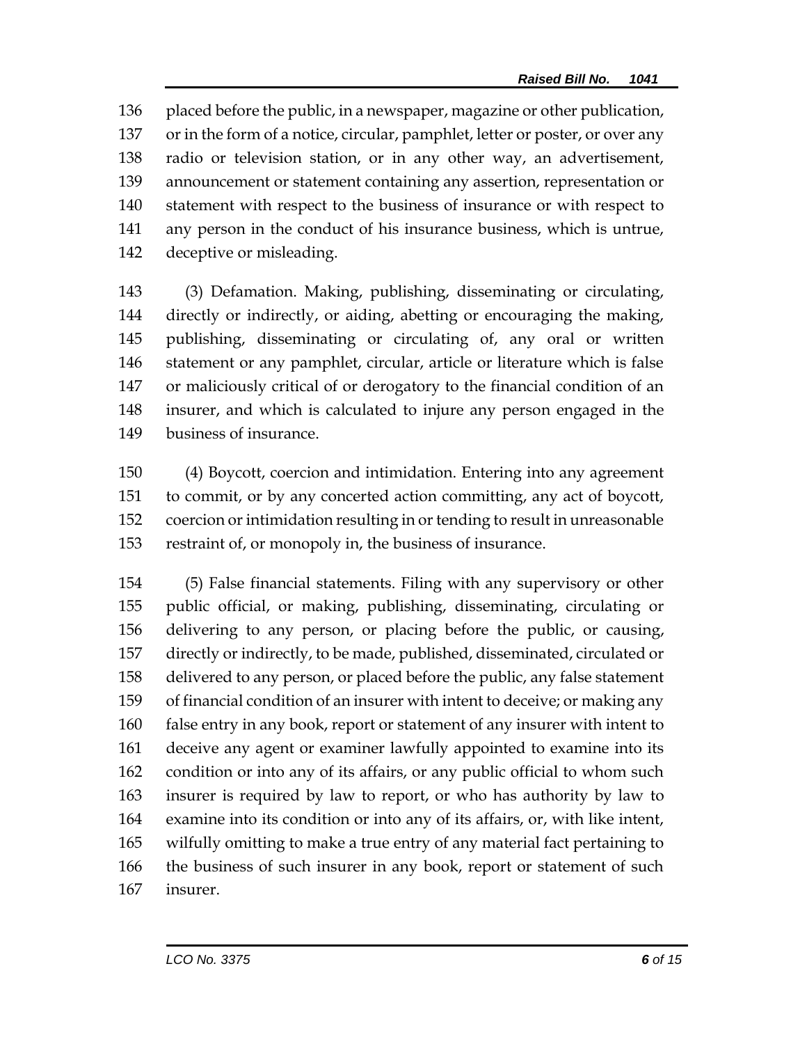placed before the public, in a newspaper, magazine or other publication, or in the form of a notice, circular, pamphlet, letter or poster, or over any radio or television station, or in any other way, an advertisement, announcement or statement containing any assertion, representation or statement with respect to the business of insurance or with respect to any person in the conduct of his insurance business, which is untrue, deceptive or misleading.

(3) Defamation. Making, publishing, disseminating or circulating, directly or indirectly, or aiding, abetting or encouraging the making, publishing, disseminating or circulating of, any oral or written statement or any pamphlet, circular, article or literature which is false or maliciously critical of or derogatory to the financial condition of an insurer, and which is calculated to injure any person engaged in the business of insurance.

(4) Boycott, coercion and intimidation. Entering into any agreement to commit, or by any concerted action committing, any act of boycott, coercion or intimidation resulting in or tending to result in unreasonable restraint of, or monopoly in, the business of insurance.

(5) False financial statements. Filing with any supervisory or other public official, or making, publishing, disseminating, circulating or delivering to any person, or placing before the public, or causing, directly or indirectly, to be made, published, disseminated, circulated or delivered to any person, or placed before the public, any false statement of financial condition of an insurer with intent to deceive; or making any false entry in any book, report or statement of any insurer with intent to deceive any agent or examiner lawfully appointed to examine into its condition or into any of its affairs, or any public official to whom such insurer is required by law to report, or who has authority by law to examine into its condition or into any of its affairs, or, with like intent, wilfully omitting to make a true entry of any material fact pertaining to the business of such insurer in any book, report or statement of such insurer.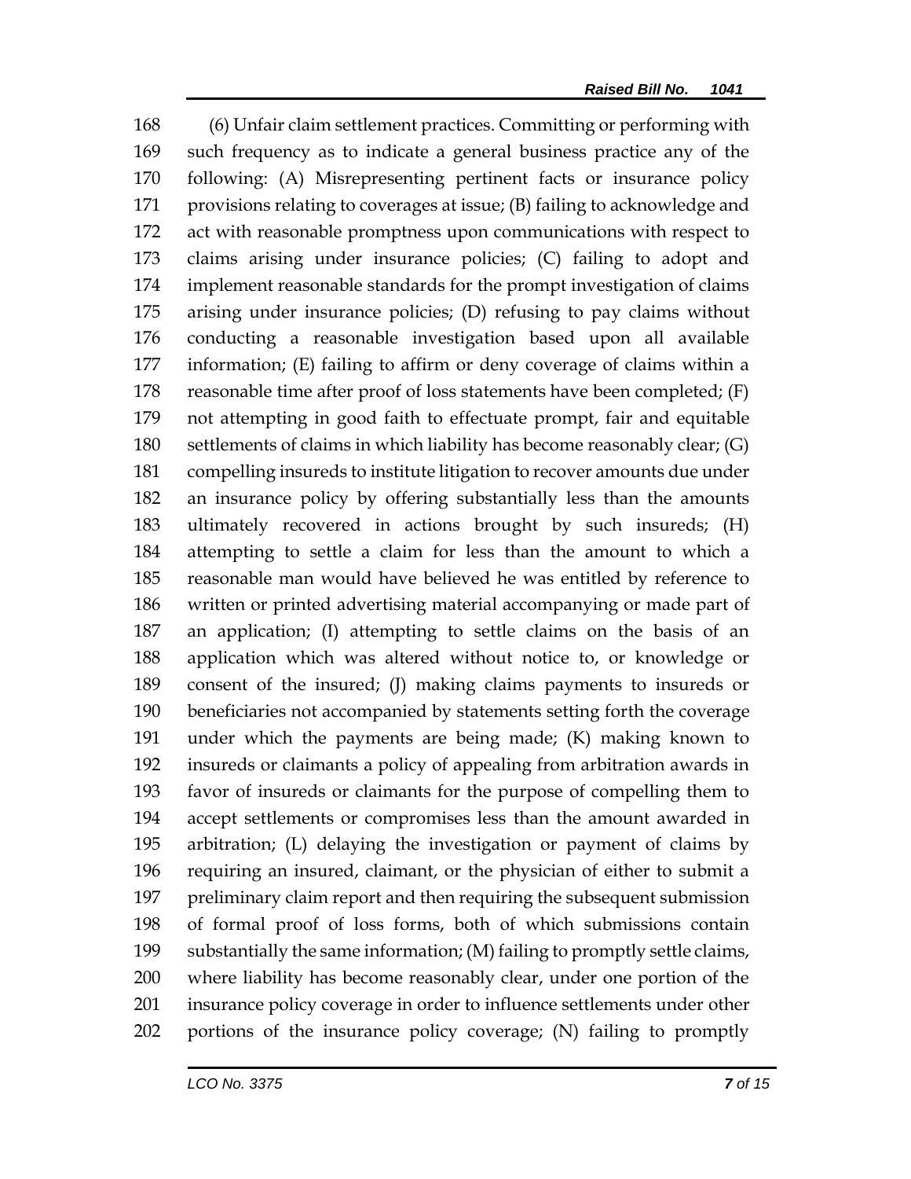(6) Unfair claim settlement practices. Committing or performing with such frequency as to indicate a general business practice any of the following: (A) Misrepresenting pertinent facts or insurance policy provisions relating to coverages at issue; (B) failing to acknowledge and act with reasonable promptness upon communications with respect to claims arising under insurance policies; (C) failing to adopt and implement reasonable standards for the prompt investigation of claims arising under insurance policies; (D) refusing to pay claims without conducting a reasonable investigation based upon all available information; (E) failing to affirm or deny coverage of claims within a reasonable time after proof of loss statements have been completed; (F) not attempting in good faith to effectuate prompt, fair and equitable settlements of claims in which liability has become reasonably clear; (G) compelling insureds to institute litigation to recover amounts due under an insurance policy by offering substantially less than the amounts ultimately recovered in actions brought by such insureds; (H) attempting to settle a claim for less than the amount to which a reasonable man would have believed he was entitled by reference to written or printed advertising material accompanying or made part of an application; (I) attempting to settle claims on the basis of an application which was altered without notice to, or knowledge or consent of the insured; (J) making claims payments to insureds or beneficiaries not accompanied by statements setting forth the coverage under which the payments are being made; (K) making known to insureds or claimants a policy of appealing from arbitration awards in favor of insureds or claimants for the purpose of compelling them to accept settlements or compromises less than the amount awarded in arbitration; (L) delaying the investigation or payment of claims by requiring an insured, claimant, or the physician of either to submit a preliminary claim report and then requiring the subsequent submission of formal proof of loss forms, both of which submissions contain substantially the same information; (M) failing to promptly settle claims, where liability has become reasonably clear, under one portion of the insurance policy coverage in order to influence settlements under other portions of the insurance policy coverage; (N) failing to promptly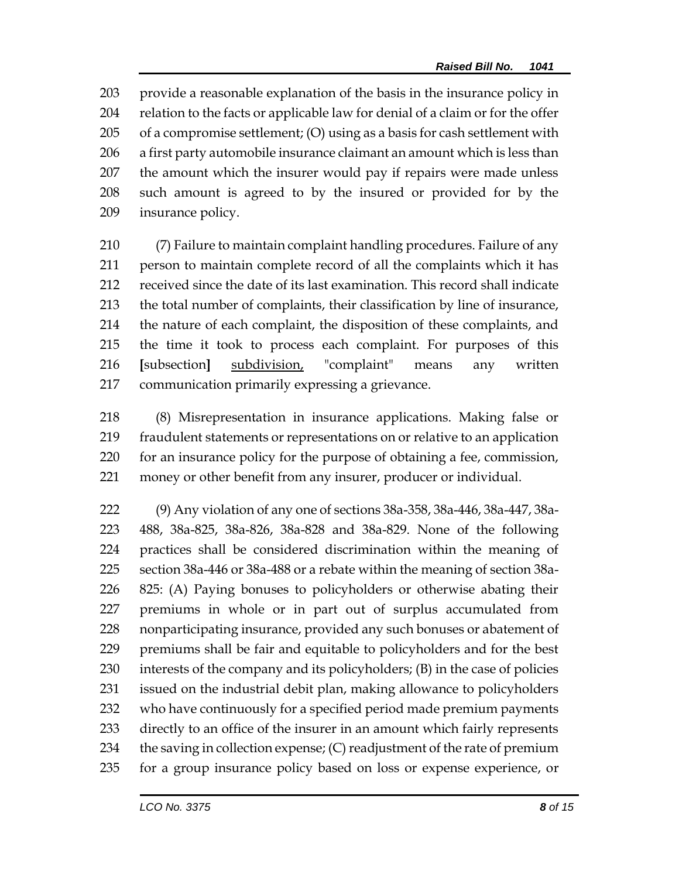provide a reasonable explanation of the basis in the insurance policy in relation to the facts or applicable law for denial of a claim or for the offer of a compromise settlement; (O) using as a basis for cash settlement with a first party automobile insurance claimant an amount which is less than the amount which the insurer would pay if repairs were made unless such amount is agreed to by the insured or provided for by the insurance policy.

(7) Failure to maintain complaint handling procedures. Failure of any person to maintain complete record of all the complaints which it has received since the date of its last examination. This record shall indicate the total number of complaints, their classification by line of insurance, the nature of each complaint, the disposition of these complaints, and the time it took to process each complaint. For purposes of this [subsection] <u>subdivision,</u> "complaint" means any written communication primarily expressing a grievance.

(8) Misrepresentation in insurance applications. Making false or fraudulent statements or representations on or relative to an application for an insurance policy for the purpose of obtaining a fee, commission, money or other benefit from any insurer, producer or individual.

(9) Any violation of any one of sections 38a-358, 38a-446, 38a-447, 38a-488, 38a-825, 38a-826, 38a-828 and 38a-829. None of the following practices shall be considered discrimination within the meaning of section 38a-446 or 38a-488 or a rebate within the meaning of section 38a-825: (A) Paying bonuses to policyholders or otherwise abating their premiums in whole or in part out of surplus accumulated from nonparticipating insurance, provided any such bonuses or abatement of premiums shall be fair and equitable to policyholders and for the best interests of the company and its policyholders; (B) in the case of policies issued on the industrial debit plan, making allowance to policyholders who have continuously for a specified period made premium payments directly to an office of the insurer in an amount which fairly represents the saving in collection expense; (C) readjustment of the rate of premium for a group insurance policy based on loss or expense experience, or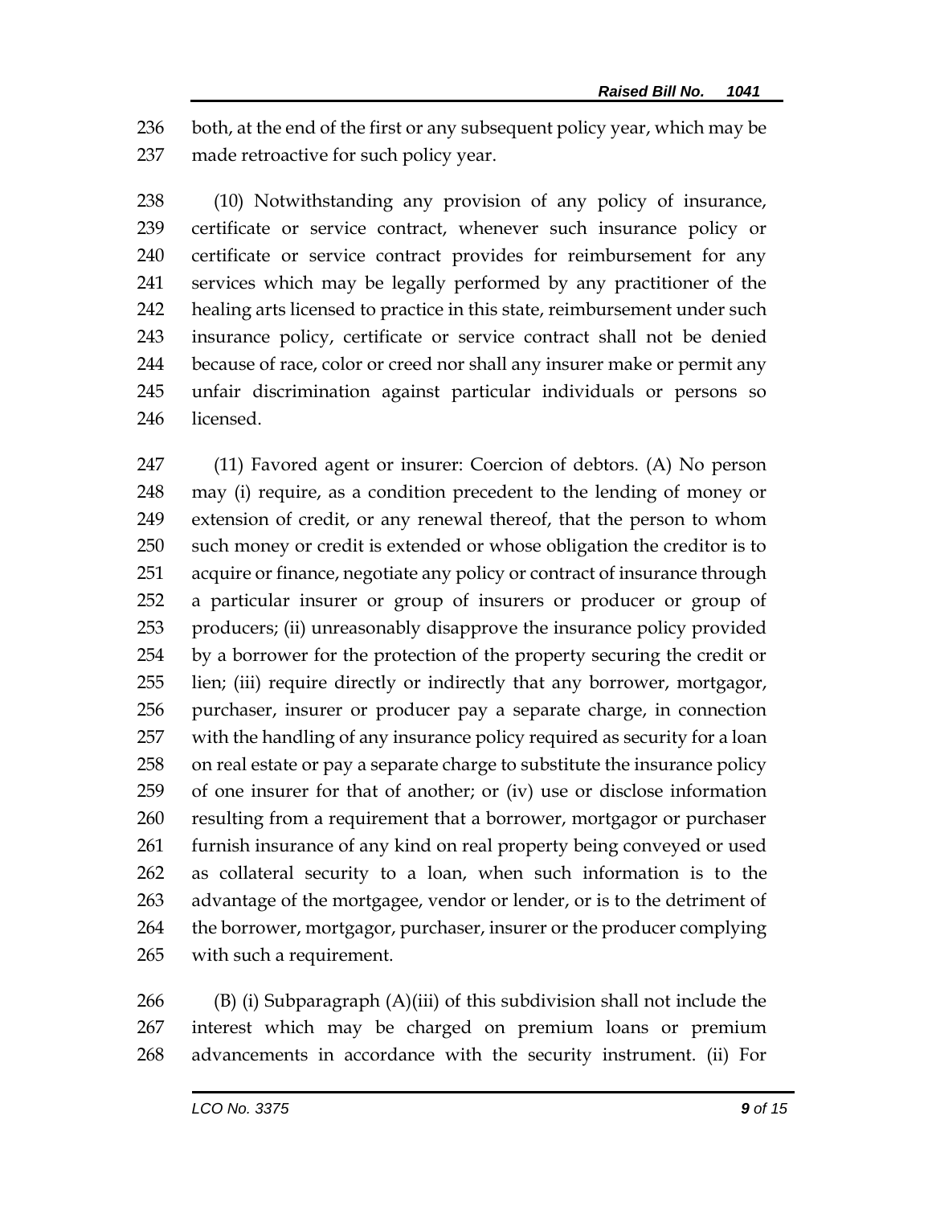both, at the end of the first or any subsequent policy year, which may be made retroactive for such policy year.

(10) Notwithstanding any provision of any policy of insurance, certificate or service contract, whenever such insurance policy or certificate or service contract provides for reimbursement for any services which may be legally performed by any practitioner of the healing arts licensed to practice in this state, reimbursement under such insurance policy, certificate or service contract shall not be denied because of race, color or creed nor shall any insurer make or permit any unfair discrimination against particular individuals or persons so licensed.

(11) Favored agent or insurer: Coercion of debtors. (A) No person may (i) require, as a condition precedent to the lending of money or extension of credit, or any renewal thereof, that the person to whom such money or credit is extended or whose obligation the creditor is to acquire or finance, negotiate any policy or contract of insurance through a particular insurer or group of insurers or producer or group of producers; (ii) unreasonably disapprove the insurance policy provided by a borrower for the protection of the property securing the credit or lien; (iii) require directly or indirectly that any borrower, mortgagor, purchaser, insurer or producer pay a separate charge, in connection with the handling of any insurance policy required as security for a loan on real estate or pay a separate charge to substitute the insurance policy of one insurer for that of another; or (iv) use or disclose information resulting from a requirement that a borrower, mortgagor or purchaser furnish insurance of any kind on real property being conveyed or used as collateral security to a loan, when such information is to the advantage of the mortgagee, vendor or lender, or is to the detriment of the borrower, mortgagor, purchaser, insurer or the producer complying with such a requirement.

(B) (i) Subparagraph (A)(iii) of this subdivision shall not include the interest which may be charged on premium loans or premium advancements in accordance with the security instrument. (ii) For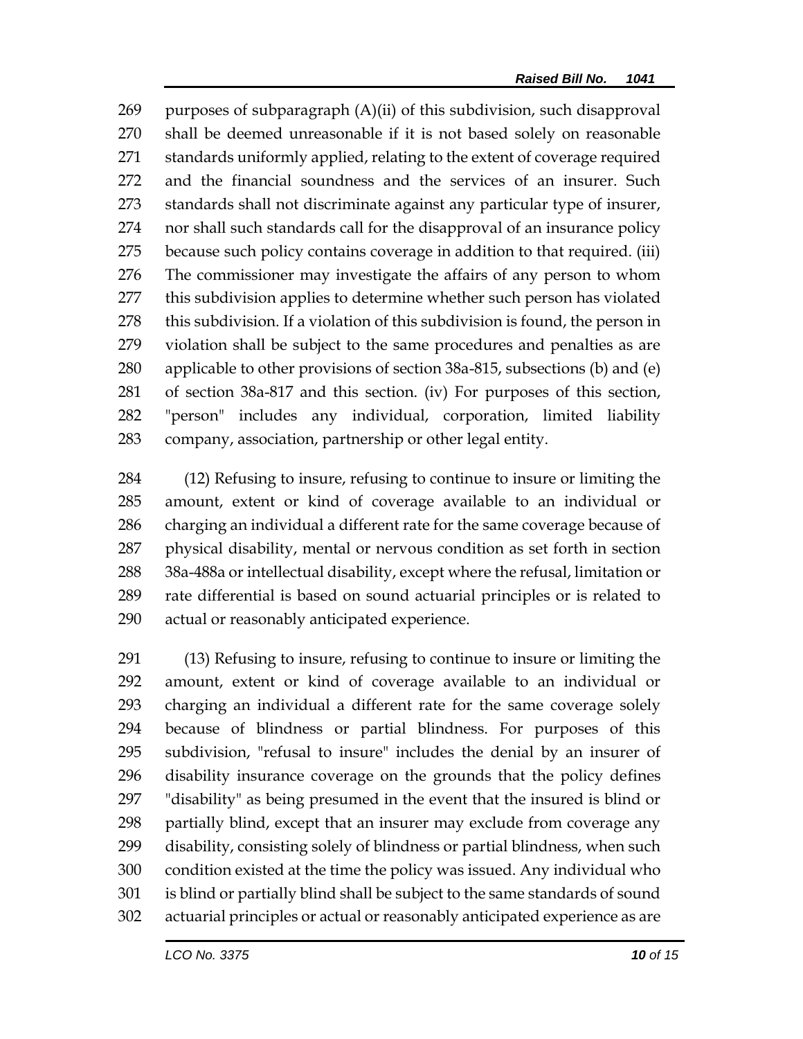purposes of subparagraph (A)(ii) of this subdivision, such disapproval shall be deemed unreasonable if it is not based solely on reasonable standards uniformly applied, relating to the extent of coverage required and the financial soundness and the services of an insurer. Such standards shall not discriminate against any particular type of insurer, nor shall such standards call for the disapproval of an insurance policy because such policy contains coverage in addition to that required. (iii) The commissioner may investigate the affairs of any person to whom this subdivision applies to determine whether such person has violated this subdivision. If a violation of this subdivision is found, the person in violation shall be subject to the same procedures and penalties as are applicable to other provisions of section 38a-815, subsections (b) and (e) of section 38a-817 and this section. (iv) For purposes of this section, "person" includes any individual, corporation, limited liability company, association, partnership or other legal entity.

(12) Refusing to insure, refusing to continue to insure or limiting the amount, extent or kind of coverage available to an individual or charging an individual a different rate for the same coverage because of physical disability, mental or nervous condition as set forth in section 38a-488a or intellectual disability, except where the refusal, limitation or rate differential is based on sound actuarial principles or is related to actual or reasonably anticipated experience.

(13) Refusing to insure, refusing to continue to insure or limiting the amount, extent or kind of coverage available to an individual or charging an individual a different rate for the same coverage solely because of blindness or partial blindness. For purposes of this subdivision, "refusal to insure" includes the denial by an insurer of disability insurance coverage on the grounds that the policy defines "disability" as being presumed in the event that the insured is blind or partially blind, except that an insurer may exclude from coverage any disability, consisting solely of blindness or partial blindness, when such condition existed at the time the policy was issued. Any individual who is blind or partially blind shall be subject to the same standards of sound actuarial principles or actual or reasonably anticipated experience as are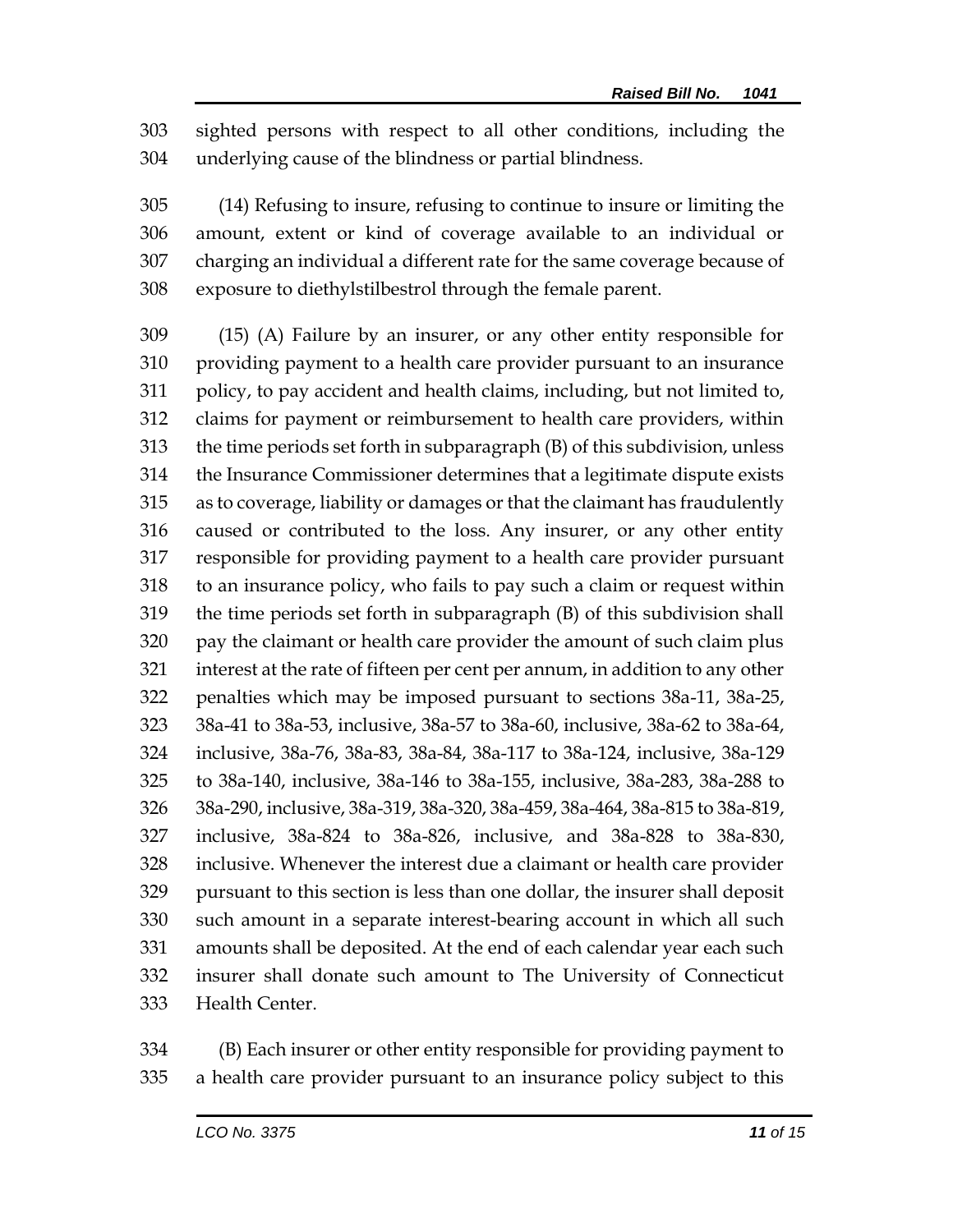sighted persons with respect to all other conditions, including the underlying cause of the blindness or partial blindness.

(14) Refusing to insure, refusing to continue to insure or limiting the amount, extent or kind of coverage available to an individual or charging an individual a different rate for the same coverage because of exposure to diethylstilbestrol through the female parent.

(15) (A) Failure by an insurer, or any other entity responsible for providing payment to a health care provider pursuant to an insurance policy, to pay accident and health claims, including, but not limited to, claims for payment or reimbursement to health care providers, within the time periods set forth in subparagraph (B) of this subdivision, unless the Insurance Commissioner determines that a legitimate dispute exists as to coverage, liability or damages or that the claimant has fraudulently caused or contributed to the loss. Any insurer, or any other entity responsible for providing payment to a health care provider pursuant to an insurance policy, who fails to pay such a claim or request within the time periods set forth in subparagraph (B) of this subdivision shall pay the claimant or health care provider the amount of such claim plus interest at the rate of fifteen per cent per annum, in addition to any other penalties which may be imposed pursuant to sections 38a-11, 38a-25, 38a-41 to 38a-53, inclusive, 38a-57 to 38a-60, inclusive, 38a-62 to 38a-64, inclusive, 38a-76, 38a-83, 38a-84, 38a-117 to 38a-124, inclusive, 38a-129 to 38a-140, inclusive, 38a-146 to 38a-155, inclusive, 38a-283, 38a-288 to 38a-290, inclusive, 38a-319, 38a-320, 38a-459, 38a-464, 38a-815 to 38a-819, inclusive, 38a-824 to 38a-826, inclusive, and 38a-828 to 38a-830, inclusive. Whenever the interest due a claimant or health care provider pursuant to this section is less than one dollar, the insurer shall deposit such amount in a separate interest-bearing account in which all such amounts shall be deposited. At the end of each calendar year each such insurer shall donate such amount to The University of Connecticut Health Center.

(B) Each insurer or other entity responsible for providing payment to a health care provider pursuant to an insurance policy subject to this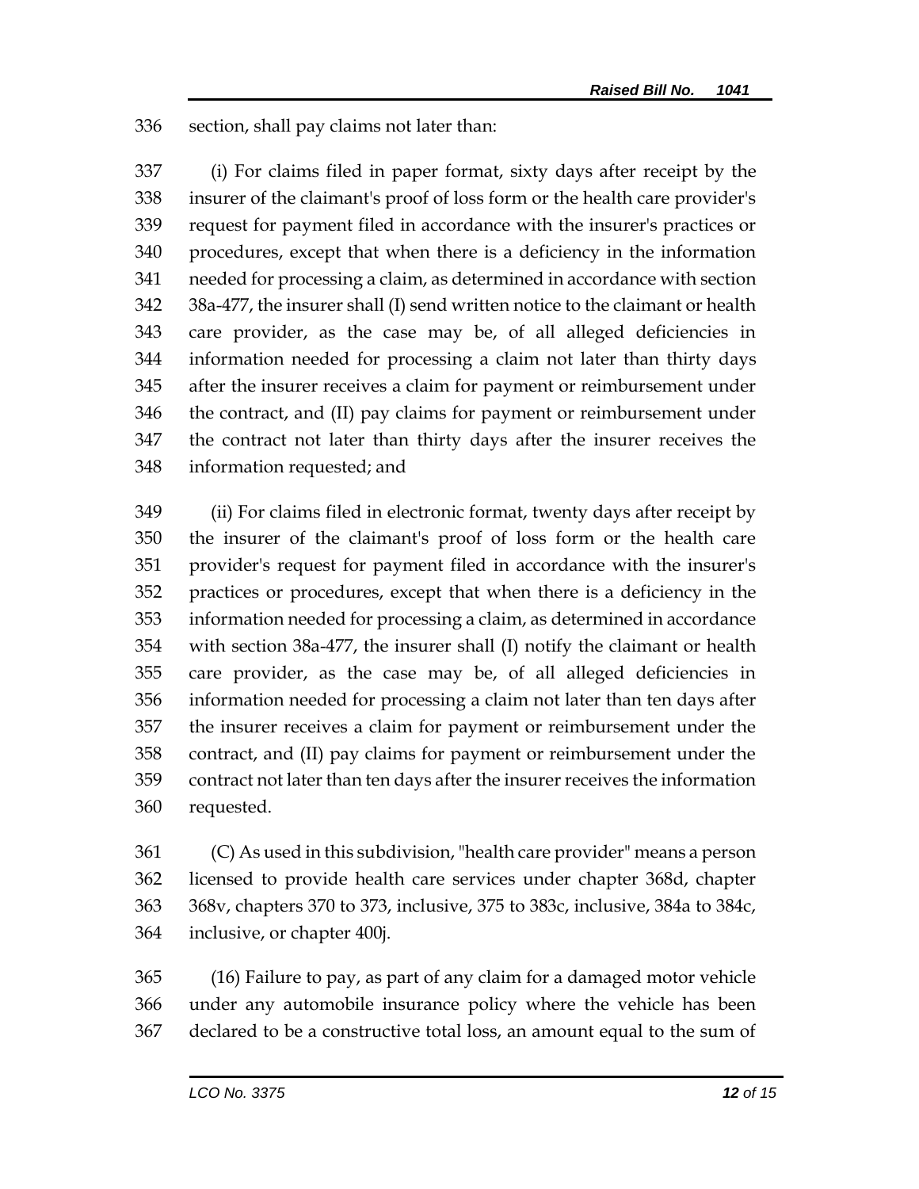section, shall pay claims not later than:

(i) For claims filed in paper format, sixty days after receipt by the insurer of the claimant's proof of loss form or the health care provider's request for payment filed in accordance with the insurer's practices or procedures, except that when there is a deficiency in the information needed for processing a claim, as determined in accordance with section 38a-477, the insurer shall (I) send written notice to the claimant or health care provider, as the case may be, of all alleged deficiencies in information needed for processing a claim not later than thirty days after the insurer receives a claim for payment or reimbursement under the contract, and (II) pay claims for payment or reimbursement under the contract not later than thirty days after the insurer receives the information requested; and

(ii) For claims filed in electronic format, twenty days after receipt by the insurer of the claimant's proof of loss form or the health care provider's request for payment filed in accordance with the insurer's practices or procedures, except that when there is a deficiency in the information needed for processing a claim, as determined in accordance with section 38a-477, the insurer shall (I) notify the claimant or health care provider, as the case may be, of all alleged deficiencies in information needed for processing a claim not later than ten days after the insurer receives a claim for payment or reimbursement under the contract, and (II) pay claims for payment or reimbursement under the contract not later than ten days after the insurer receives the information requested.

(C) As used in this subdivision, "health care provider" means a person licensed to provide health care services under chapter 368d, chapter 368v, chapters 370 to 373, inclusive, 375 to 383c, inclusive, 384a to 384c, inclusive, or chapter 400j.

(16) Failure to pay, as part of any claim for a damaged motor vehicle under any automobile insurance policy where the vehicle has been declared to be a constructive total loss, an amount equal to the sum of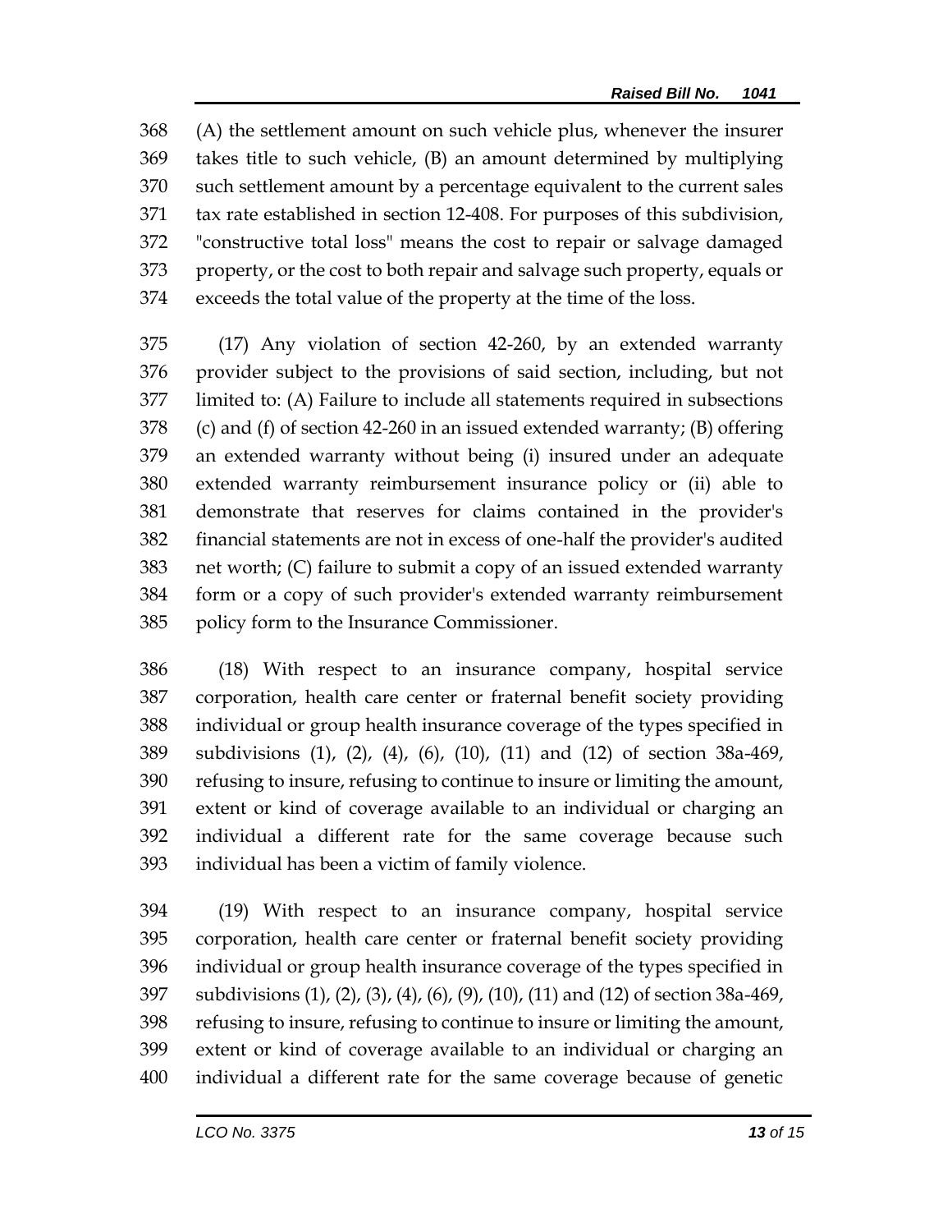(A) the settlement amount on such vehicle plus, whenever the insurer takes title to such vehicle, (B) an amount determined by multiplying such settlement amount by a percentage equivalent to the current sales tax rate established in section 12-408. For purposes of this subdivision, "constructive total loss" means the cost to repair or salvage damaged property, or the cost to both repair and salvage such property, equals or exceeds the total value of the property at the time of the loss.

(17) Any violation of section 42-260, by an extended warranty provider subject to the provisions of said section, including, but not limited to: (A) Failure to include all statements required in subsections (c) and (f) of section 42-260 in an issued extended warranty; (B) offering an extended warranty without being (i) insured under an adequate extended warranty reimbursement insurance policy or (ii) able to demonstrate that reserves for claims contained in the provider's financial statements are not in excess of one-half the provider's audited net worth; (C) failure to submit a copy of an issued extended warranty form or a copy of such provider's extended warranty reimbursement policy form to the Insurance Commissioner.

(18) With respect to an insurance company, hospital service corporation, health care center or fraternal benefit society providing individual or group health insurance coverage of the types specified in subdivisions (1), (2), (4), (6), (10), (11) and (12) of section 38a-469, refusing to insure, refusing to continue to insure or limiting the amount, extent or kind of coverage available to an individual or charging an individual a different rate for the same coverage because such individual has been a victim of family violence.

(19) With respect to an insurance company, hospital service corporation, health care center or fraternal benefit society providing individual or group health insurance coverage of the types specified in subdivisions (1), (2), (3), (4), (6), (9), (10), (11) and (12) of section 38a-469, refusing to insure, refusing to continue to insure or limiting the amount, extent or kind of coverage available to an individual or charging an individual a different rate for the same coverage because of genetic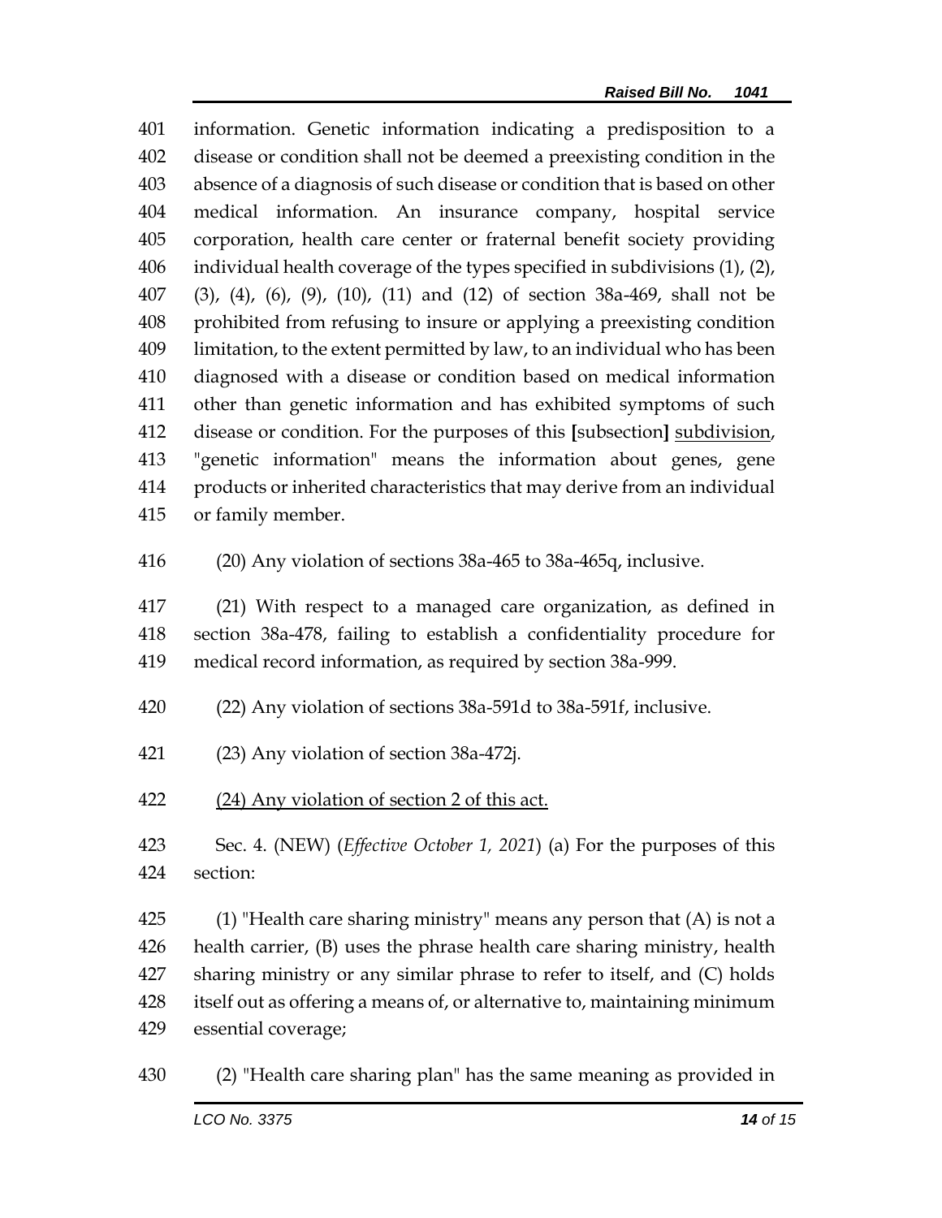information. Genetic information indicating a predisposition to a disease or condition shall not be deemed a preexisting condition in the absence of a diagnosis of such disease or condition that is based on other medical information. An insurance company, hospital service corporation, health care center or fraternal benefit society providing individual health coverage of the types specified in subdivisions (1), (2), (3), (4), (6), (9), (10), (11) and (12) of section 38a-469, shall not be prohibited from refusing to insure or applying a preexisting condition limitation, to the extent permitted by law, to an individual who has been diagnosed with a disease or condition based on medical information other than genetic information and has exhibited symptoms of such disease or condition. For the purposes of this **[**subsection**]** <u>subdivision</u>, "genetic information" means the information about genes, gene products or inherited characteristics that may derive from an individual or family member.

(20) Any violation of sections 38a-465 to 38a-465q, inclusive.

(21) With respect to a managed care organization, as defined in section 38a-478, failing to establish a confidentiality procedure for medical record information, as required by section 38a-999.

(22) Any violation of sections 38a-591d to 38a-591f, inclusive.

(23) Any violation of section 38a-472j.

<u>(24) Any violation of section 2 of this act.</u>

Sec. 4. (NEW) (*Effective October 1, 2021*) (a) For the purposes of this section:

(1) "Health care sharing ministry" means any person that (A) is not a health carrier, (B) uses the phrase health care sharing ministry, health sharing ministry or any similar phrase to refer to itself, and (C) holds itself out as offering a means of, or alternative to, maintaining minimum essential coverage;

(2) "Health care sharing plan" has the same meaning as provided in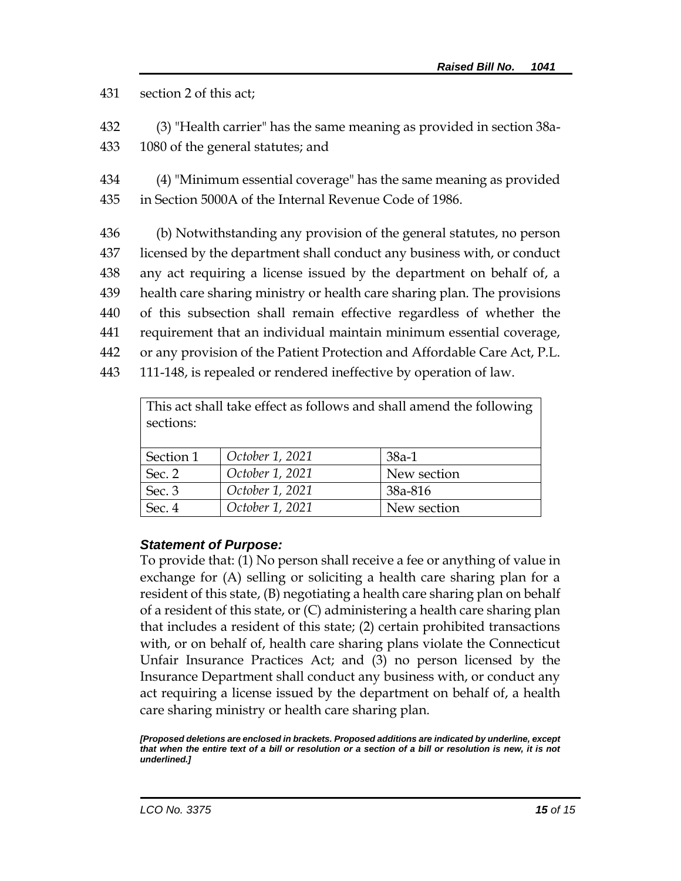431 section 2 of this act;

432 (3) "Health carrier" has the same meaning as provided in section 38a-
433 1080 of the general statutes; and

434 (4) "Minimum essential coverage" has the same meaning as provided
435 in Section 5000A of the Internal Revenue Code of 1986.

436 (b) Notwithstanding any provision of the general statutes, no person
437 licensed by the department shall conduct any business with, or conduct
438 any act requiring a license issued by the department on behalf of, a
439 health care sharing ministry or health care sharing plan. The provisions
440 of this subsection shall remain effective regardless of whether the
441 requirement that an individual maintain minimum essential coverage,
442 or any provision of the Patient Protection and Affordable Care Act, P.L.
443 111-148, is repealed or rendered ineffective by operation of law.

| This act shall take effect as follows and shall amend the following sections: | | |
|---|---|---|
| Section 1 | *October 1, 2021* | 38a-1 |
| Sec. 2 | *October 1, 2021* | New section |
| Sec. 3 | *October 1, 2021* | 38a-816 |
| Sec. 4 | *October 1, 2021* | New section |

### *Statement of Purpose:*

To provide that: (1) No person shall receive a fee or anything of value in exchange for (A) selling or soliciting a health care sharing plan for a resident of this state, (B) negotiating a health care sharing plan on behalf of a resident of this state, or (C) administering a health care sharing plan that includes a resident of this state; (2) certain prohibited transactions with, or on behalf of, health care sharing plans violate the Connecticut Unfair Insurance Practices Act; and (3) no person licensed by the Insurance Department shall conduct any business with, or conduct any act requiring a license issued by the department on behalf of, a health care sharing ministry or health care sharing plan.

***[Proposed deletions are enclosed in brackets. Proposed additions are indicated by underline, except that when the entire text of a bill or resolution or a section of a bill or resolution is new, it is not underlined.]***